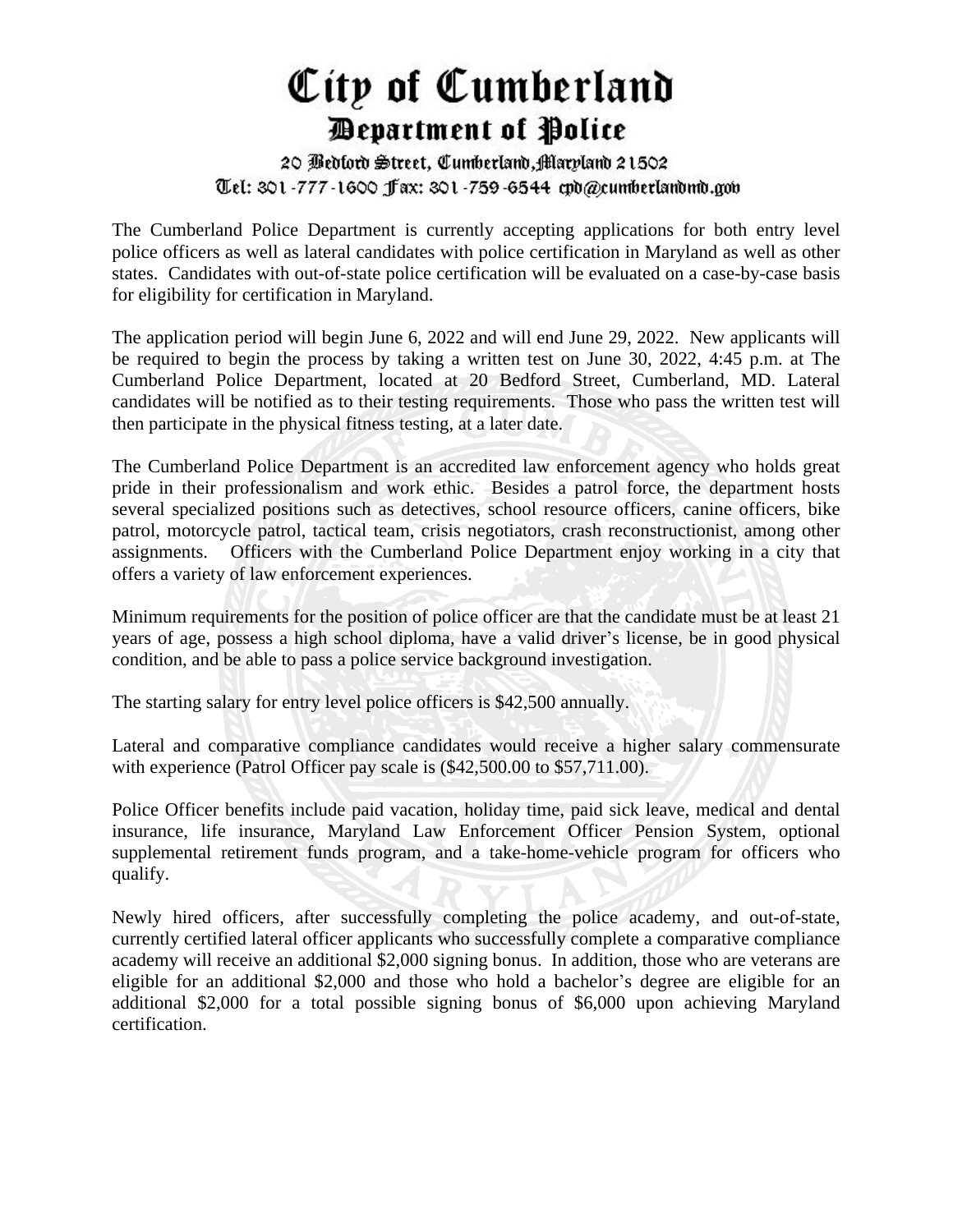# City of Cumberland

## Department of Police

20 Bedford Street, Cumberland, Maryland 21502
Tel: 301-777-1600 Fax: 301-759-6544 cpd@cumberlandmd.gov

The Cumberland Police Department is currently accepting applications for both entry level police officers as well as lateral candidates with police certification in Maryland as well as other states. Candidates with out-of-state police certification will be evaluated on a case-by-case basis for eligibility for certification in Maryland.

The application period will begin June 6, 2022 and will end June 29, 2022. New applicants will be required to begin the process by taking a written test on June 30, 2022, 4:45 p.m. at The Cumberland Police Department, located at 20 Bedford Street, Cumberland, MD. Lateral candidates will be notified as to their testing requirements. Those who pass the written test will then participate in the physical fitness testing, at a later date.

The Cumberland Police Department is an accredited law enforcement agency who holds great pride in their professionalism and work ethic. Besides a patrol force, the department hosts several specialized positions such as detectives, school resource officers, canine officers, bike patrol, motorcycle patrol, tactical team, crisis negotiators, crash reconstructionist, among other assignments. Officers with the Cumberland Police Department enjoy working in a city that offers a variety of law enforcement experiences.

Minimum requirements for the position of police officer are that the candidate must be at least 21 years of age, possess a high school diploma, have a valid driver's license, be in good physical condition, and be able to pass a police service background investigation.

The starting salary for entry level police officers is $42,500 annually.

Lateral and comparative compliance candidates would receive a higher salary commensurate with experience (Patrol Officer pay scale is ($42,500.00 to $57,711.00).

Police Officer benefits include paid vacation, holiday time, paid sick leave, medical and dental insurance, life insurance, Maryland Law Enforcement Officer Pension System, optional supplemental retirement funds program, and a take-home-vehicle program for officers who qualify.

Newly hired officers, after successfully completing the police academy, and out-of-state, currently certified lateral officer applicants who successfully complete a comparative compliance academy will receive an additional $2,000 signing bonus. In addition, those who are veterans are eligible for an additional $2,000 and those who hold a bachelor's degree are eligible for an additional $2,000 for a total possible signing bonus of $6,000 upon achieving Maryland certification.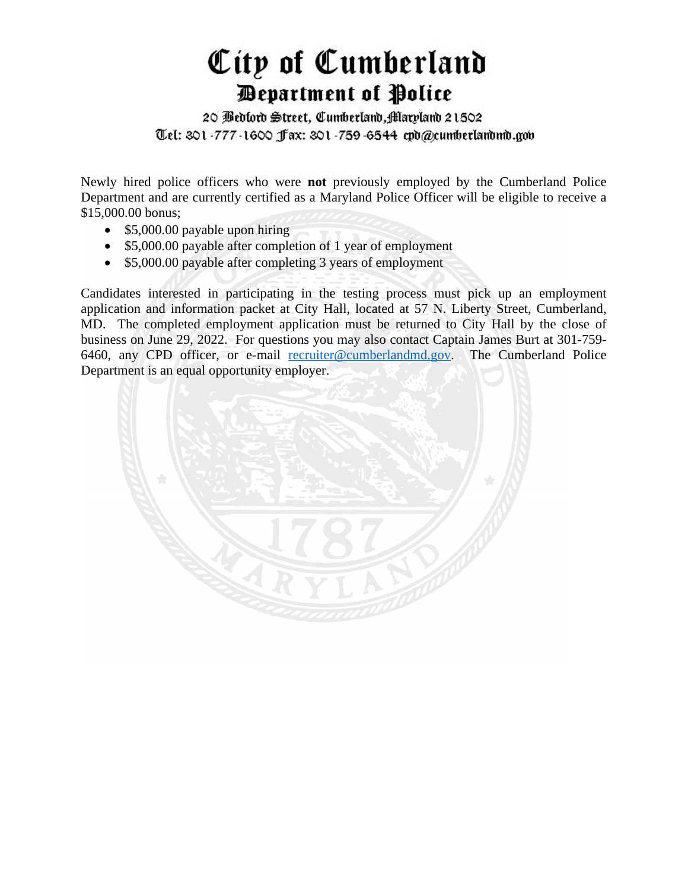# City of Cumberland

## Department of Police

20 Bedford Street, Cumberland, Maryland 21502
Tel: 301-777-1600 Fax: 301-759-6544 cpd@cumberlandmd.gov

Newly hired police officers who were **not** previously employed by the Cumberland Police Department and are currently certified as a Maryland Police Officer will be eligible to receive a $15,000.00 bonus;

- $5,000.00 payable upon hiring
- $5,000.00 payable after completion of 1 year of employment
- $5,000.00 payable after completing 3 years of employment

Candidates interested in participating in the testing process must pick up an employment application and information packet at City Hall, located at 57 N. Liberty Street, Cumberland, MD. The completed employment application must be returned to City Hall by the close of business on June 29, 2022. For questions you may also contact Captain James Burt at 301-759-6460, any CPD officer, or e-mail recruiter@cumberlandmd.gov. The Cumberland Police Department is an equal opportunity employer.